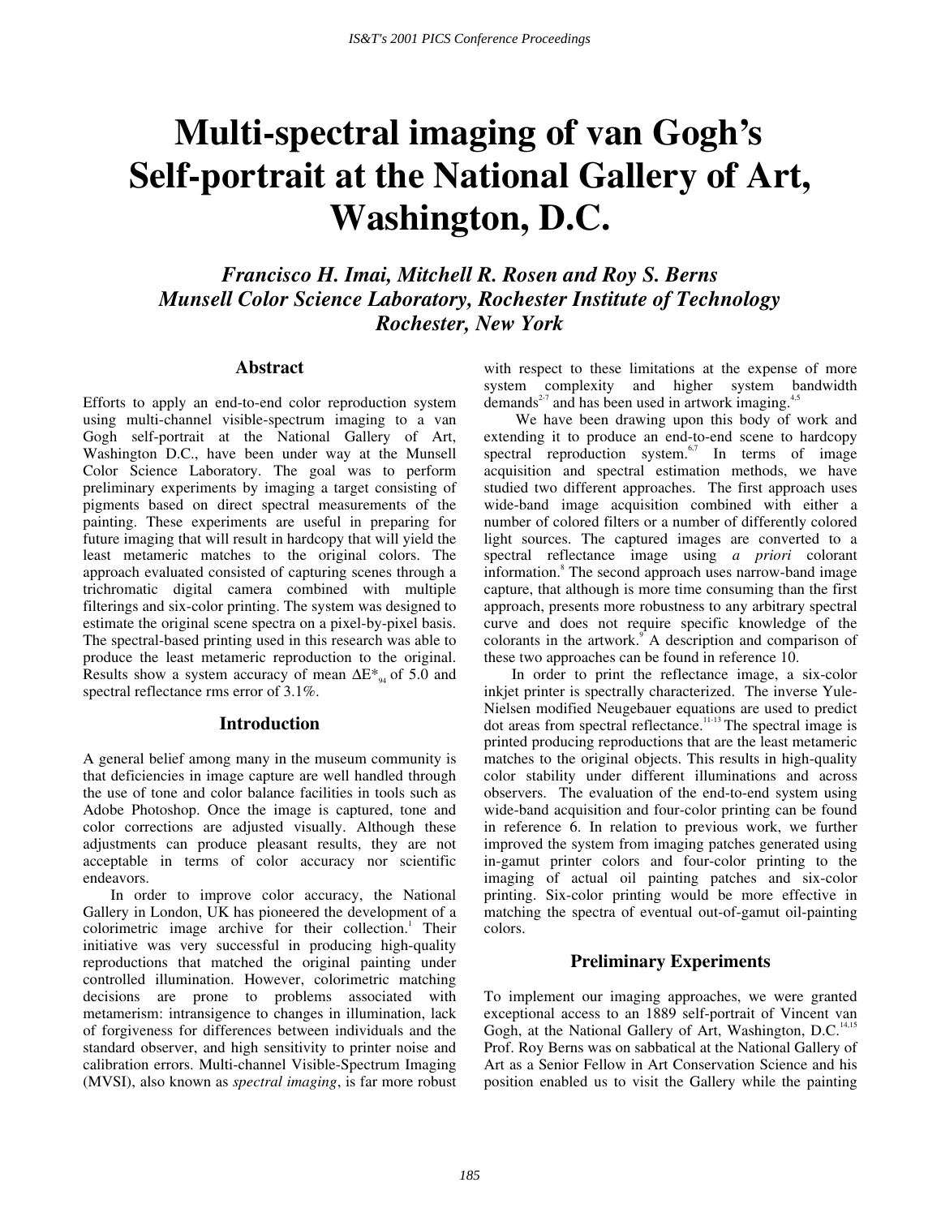# Multi-spectral imaging of van Gogh's Self-portrait at the National Gallery of Art, Washington, D.C.

***Francisco H. Imai, Mitchell R. Rosen and Roy S. Berns***
***Munsell Color Science Laboratory, Rochester Institute of Technology***
***Rochester, New York***

## Abstract

Efforts to apply an end-to-end color reproduction system using multi-channel visible-spectrum imaging to a van Gogh self-portrait at the National Gallery of Art, Washington D.C., have been under way at the Munsell Color Science Laboratory. The goal was to perform preliminary experiments by imaging a target consisting of pigments based on direct spectral measurements of the painting. These experiments are useful in preparing for future imaging that will result in hardcopy that will yield the least metameric matches to the original colors. The approach evaluated consisted of capturing scenes through a trichromatic digital camera combined with multiple filterings and six-color printing. The system was designed to estimate the original scene spectra on a pixel-by-pixel basis. The spectral-based printing used in this research was able to produce the least metameric reproduction to the original. Results show a system accuracy of mean $\Delta E^*_{94}$ of 5.0 and spectral reflectance rms error of 3.1%.

## Introduction

A general belief among many in the museum community is that deficiencies in image capture are well handled through the use of tone and color balance facilities in tools such as Adobe Photoshop. Once the image is captured, tone and color corrections are adjusted visually. Although these adjustments can produce pleasant results, they are not acceptable in terms of color accuracy nor scientific endeavors.

In order to improve color accuracy, the National Gallery in London, UK has pioneered the development of a colorimetric image archive for their collection.[1] Their initiative was very successful in producing high-quality reproductions that matched the original painting under controlled illumination. However, colorimetric matching decisions are prone to problems associated with metamerism: intransigence to changes in illumination, lack of forgiveness for differences between individuals and the standard observer, and high sensitivity to printer noise and calibration errors. Multi-channel Visible-Spectrum Imaging (MVSI), also known as *spectral imaging*, is far more robust with respect to these limitations at the expense of more system complexity and higher system bandwidth demands[2-7] and has been used in artwork imaging.[4,5]

We have been drawing upon this body of work and extending it to produce an end-to-end scene to hardcopy spectral reproduction system.[6,7] In terms of image acquisition and spectral estimation methods, we have studied two different approaches. The first approach uses wide-band image acquisition combined with either a number of colored filters or a number of differently colored light sources. The captured images are converted to a spectral reflectance image using *a priori* colorant information.[8] The second approach uses narrow-band image capture, that although is more time consuming than the first approach, presents more robustness to any arbitrary spectral curve and does not require specific knowledge of the colorants in the artwork.[9] A description and comparison of these two approaches can be found in reference 10.

In order to print the reflectance image, a six-color inkjet printer is spectrally characterized. The inverse Yule-Nielsen modified Neugebauer equations are used to predict dot areas from spectral reflectance.[11-13] The spectral image is printed producing reproductions that are the least metameric matches to the original objects. This results in high-quality color stability under different illuminations and across observers. The evaluation of the end-to-end system using wide-band acquisition and four-color printing can be found in reference 6. In relation to previous work, we further improved the system from imaging patches generated using in-gamut printer colors and four-color printing to the imaging of actual oil painting patches and six-color printing. Six-color printing would be more effective in matching the spectra of eventual out-of-gamut oil-painting colors.

## Preliminary Experiments

To implement our imaging approaches, we were granted exceptional access to an 1889 self-portrait of Vincent van Gogh, at the National Gallery of Art, Washington, D.C.[14,15] Prof. Roy Berns was on sabbatical at the National Gallery of Art as a Senior Fellow in Art Conservation Science and his position enabled us to visit the Gallery while the painting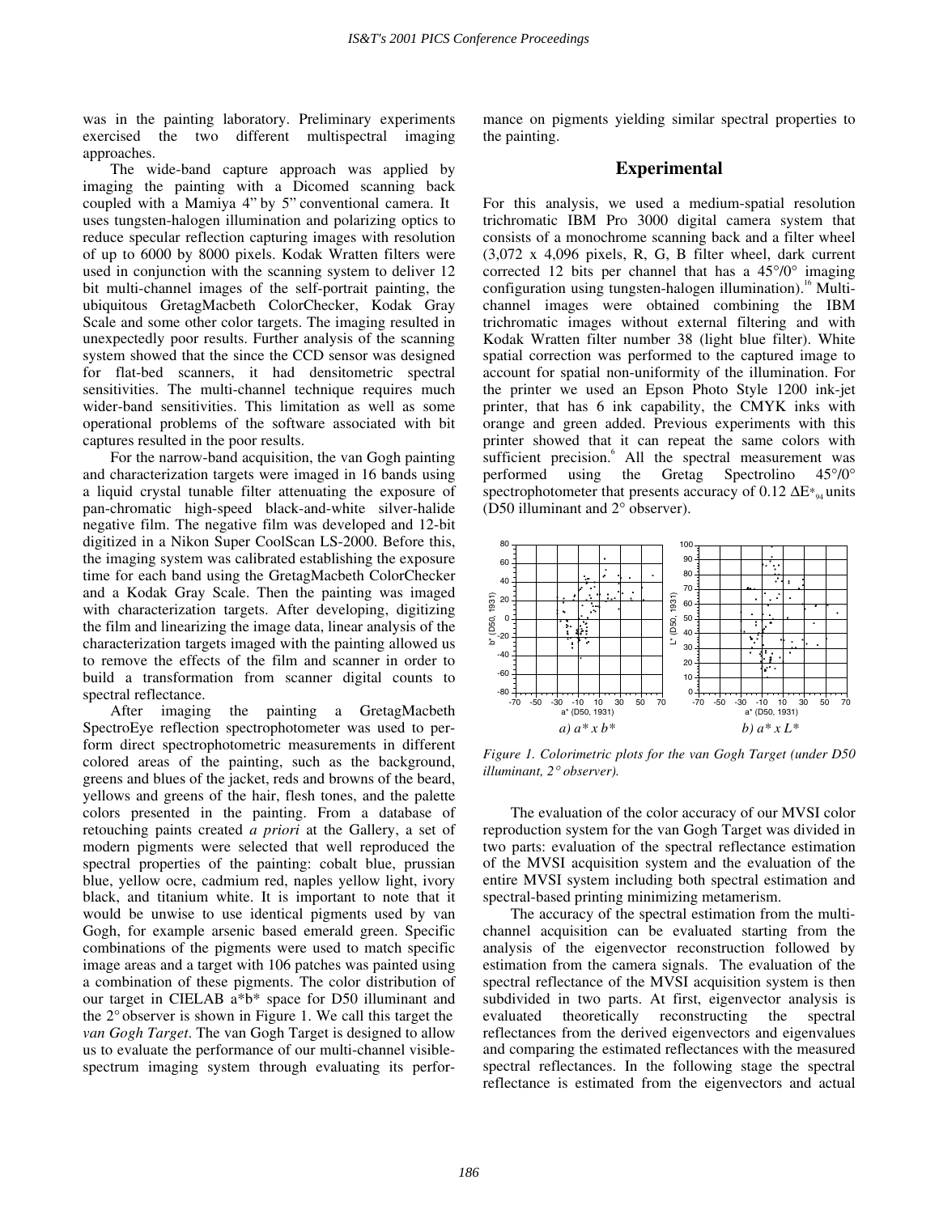was in the painting laboratory. Preliminary experiments exercised the two different multispectral imaging approaches.

The wide-band capture approach was applied by imaging the painting with a Dicomed scanning back coupled with a Mamiya 4" by 5" conventional camera. It uses tungsten-halogen illumination and polarizing optics to reduce specular reflection capturing images with resolution of up to 6000 by 8000 pixels. Kodak Wratten filters were used in conjunction with the scanning system to deliver 12 bit multi-channel images of the self-portrait painting, the ubiquitous GretagMacbeth ColorChecker, Kodak Gray Scale and some other color targets. The imaging resulted in unexpectedly poor results. Further analysis of the scanning system showed that the since the CCD sensor was designed for flat-bed scanners, it had densitometric spectral sensitivities. The multi-channel technique requires much wider-band sensitivities. This limitation as well as some operational problems of the software associated with bit captures resulted in the poor results.

For the narrow-band acquisition, the van Gogh painting and characterization targets were imaged in 16 bands using a liquid crystal tunable filter attenuating the exposure of pan-chromatic high-speed black-and-white silver-halide negative film. The negative film was developed and 12-bit digitized in a Nikon Super CoolScan LS-2000. Before this, the imaging system was calibrated establishing the exposure time for each band using the GretagMacbeth ColorChecker and a Kodak Gray Scale. Then the painting was imaged with characterization targets. After developing, digitizing the film and linearizing the image data, linear analysis of the characterization targets imaged with the painting allowed us to remove the effects of the film and scanner in order to build a transformation from scanner digital counts to spectral reflectance.

After imaging the painting a GretagMacbeth SpectroEye reflection spectrophotometer was used to perform direct spectrophotometric measurements in different colored areas of the painting, such as the background, greens and blues of the jacket, reds and browns of the beard, yellows and greens of the hair, flesh tones, and the palette colors presented in the painting. From a database of retouching paints created *a priori* at the Gallery, a set of modern pigments were selected that well reproduced the spectral properties of the painting: cobalt blue, prussian blue, yellow ocre, cadmium red, naples yellow light, ivory black, and titanium white. It is important to note that it would be unwise to use identical pigments used by van Gogh, for example arsenic based emerald green. Specific combinations of the pigments were used to match specific image areas and a target with 106 patches was painted using a combination of these pigments. The color distribution of our target in CIELAB a*b* space for D50 illuminant and the 2° observer is shown in Figure 1. We call this target the *van Gogh Target*. The van Gogh Target is designed to allow us to evaluate the performance of our multi-channel visible-spectrum imaging system through evaluating its performance on pigments yielding similar spectral properties to the painting.

## Experimental

For this analysis, we used a medium-spatial resolution trichromatic IBM Pro 3000 digital camera system that consists of a monochrome scanning back and a filter wheel (3,072 x 4,096 pixels, R, G, B filter wheel, dark current corrected 12 bits per channel that has a 45°/0° imaging configuration using tungsten-halogen illumination).[16] Multi-channel images were obtained combining the IBM trichromatic images without external filtering and with Kodak Wratten filter number 38 (light blue filter). White spatial correction was performed to the captured image to account for spatial non-uniformity of the illumination. For the printer we used an Epson Photo Style 1200 ink-jet printer, that has 6 ink capability, the CMYK inks with orange and green added. Previous experiments with this printer showed that it can repeat the same colors with sufficient precision.[6] All the spectral measurement was performed using the Gretag Spectrolino 45°/0° spectrophotometer that presents accuracy of 0.12 $\Delta E^*_{94}$ units (D50 illuminant and 2° observer).

b* (D50, 1931)
80
60
40
20
0
-20
-40
-60
-80
-70 -50 -30 -10 10 30 50 70
a* (D50, 1931)
*a) a* x b**

L* (D50, 1931)
100
90
80
70
60
50
40
30
20
10
0
-70 -50 -30 -10 10 30 50 70
a* (D50, 1931)
*b) a* x L**

*Figure 1. Colorimetric plots for the van Gogh Target (under D50 illuminant, 2° observer).*

The evaluation of the color accuracy of our MVSI color reproduction system for the van Gogh Target was divided in two parts: evaluation of the spectral reflectance estimation of the MVSI acquisition system and the evaluation of the entire MVSI system including both spectral estimation and spectral-based printing minimizing metamerism.

The accuracy of the spectral estimation from the multi-channel acquisition can be evaluated starting from the analysis of the eigenvector reconstruction followed by estimation from the camera signals. The evaluation of the spectral reflectance of the MVSI acquisition system is then subdivided in two parts. At first, eigenvector analysis is evaluated theoretically reconstructing the spectral reflectances from the derived eigenvectors and eigenvalues and comparing the estimated reflectances with the measured spectral reflectances. In the following stage the spectral reflectance is estimated from the eigenvectors and actual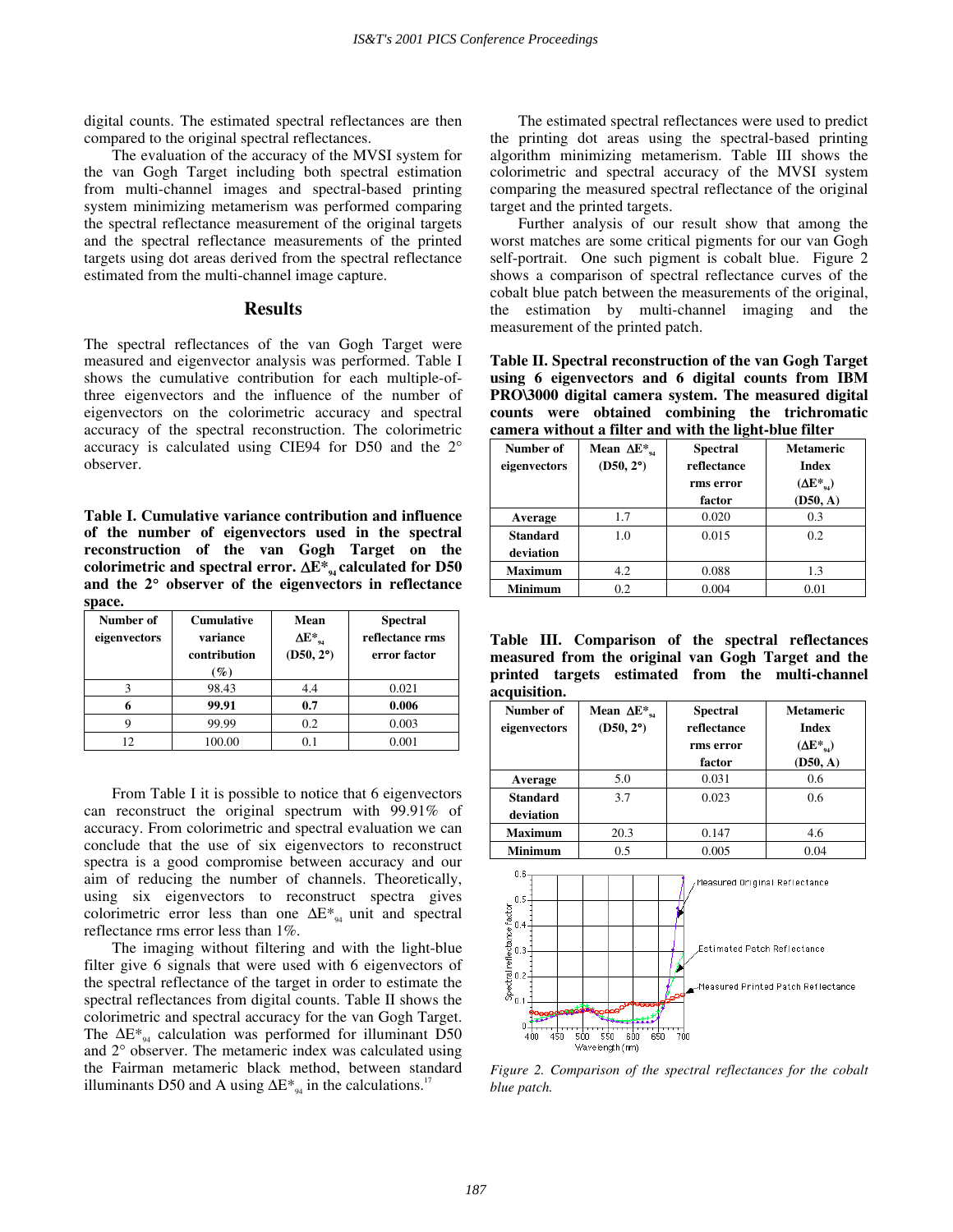digital counts. The estimated spectral reflectances are then compared to the original spectral reflectances.

The evaluation of the accuracy of the MVSI system for the van Gogh Target including both spectral estimation from multi-channel images and spectral-based printing system minimizing metamerism was performed comparing the spectral reflectance measurement of the original targets and the spectral reflectance measurements of the printed targets using dot areas derived from the spectral reflectance estimated from the multi-channel image capture.

## Results

The spectral reflectances of the van Gogh Target were measured and eigenvector analysis was performed. Table I shows the cumulative contribution for each multiple-of-three eigenvectors and the influence of the number of eigenvectors on the colorimetric accuracy and spectral accuracy of the spectral reconstruction. The colorimetric accuracy is calculated using CIE94 for D50 and the 2° observer.

**Table I. Cumulative variance contribution and influence of the number of eigenvectors used in the spectral reconstruction of the van Gogh Target on the colorimetric and spectral error. $\Delta E^*_{94}$ calculated for D50 and the 2° observer of the eigenvectors in reflectance space.**

| Number of eigenvectors | Cumulative variance contribution (%) | Mean $\Delta E^*_{94}$ (D50, 2°) | Spectral reflectance rms error factor |
|---|---|---|---|
| 3 | 98.43 | 4.4 | 0.021 |
| **6** | **99.91** | **0.7** | **0.006** |
| 9 | 99.99 | 0.2 | 0.003 |
| 12 | 100.00 | 0.1 | 0.001 |

From Table I it is possible to notice that 6 eigenvectors can reconstruct the original spectrum with 99.91% of accuracy. From colorimetric and spectral evaluation we can conclude that the use of six eigenvectors to reconstruct spectra is a good compromise between accuracy and our aim of reducing the number of channels. Theoretically, using six eigenvectors to reconstruct spectra gives colorimetric error less than one $\Delta E^*_{94}$ unit and spectral reflectance rms error less than 1%.

The imaging without filtering and with the light-blue filter give 6 signals that were used with 6 eigenvectors of the spectral reflectance of the target in order to estimate the spectral reflectances from digital counts. Table II shows the colorimetric and spectral accuracy for the van Gogh Target. The $\Delta E^*_{94}$ calculation was performed for illuminant D50 and 2° observer. The metameric index was calculated using the Fairman metameric black method, between standard illuminants D50 and A using $\Delta E^*_{94}$ in the calculations.[17]

The estimated spectral reflectances were used to predict the printing dot areas using the spectral-based printing algorithm minimizing metamerism. Table III shows the colorimetric and spectral accuracy of the MVSI system comparing the measured spectral reflectance of the original target and the printed targets.

Further analysis of our result show that among the worst matches are some critical pigments for our van Gogh self-portrait. One such pigment is cobalt blue. Figure 2 shows a comparison of spectral reflectance curves of the cobalt blue patch between the measurements of the original, the estimation by multi-channel imaging and the measurement of the printed patch.

**Table II. Spectral reconstruction of the van Gogh Target using 6 eigenvectors and 6 digital counts from IBM PRO\3000 digital camera system. The measured digital counts were obtained combining the trichromatic camera without a filter and with the light-blue filter**

| Number of eigenvectors | Mean $\Delta E^*_{94}$ (D50, 2°) | Spectral reflectance rms error factor | Metameric Index ($\Delta E^*_{94}$) (D50, A) |
|---|---|---|---|
| **Average** | 1.7 | 0.020 | 0.3 |
| **Standard deviation** | 1.0 | 0.015 | 0.2 |
| **Maximum** | 4.2 | 0.088 | 1.3 |
| **Minimum** | 0.2 | 0.004 | 0.01 |

**Table III. Comparison of the spectral reflectances measured from the original van Gogh Target and the printed targets estimated from the multi-channel acquisition.**

| Number of eigenvectors | Mean $\Delta E^*_{94}$ (D50, 2°) | Spectral reflectance rms error factor | Metameric Index ($\Delta E^*_{94}$) (D50, A) |
|---|---|---|---|
| **Average** | 5.0 | 0.031 | 0.6 |
| **Standard deviation** | 3.7 | 0.023 | 0.6 |
| **Maximum** | 20.3 | 0.147 | 4.6 |
| **Minimum** | 0.5 | 0.005 | 0.04 |

Measured Original Reflectance
Estimated Patch Reflectance
Measured Printed Patch Reflectance
Spectral reflectance factor
0, 0.1, 0.2, 0.3, 0.4, 0.5, 0.6
400, 450, 500, 550, 600, 650, 700
Wavelength (nm)

*Figure 2. Comparison of the spectral reflectances for the cobalt blue patch.*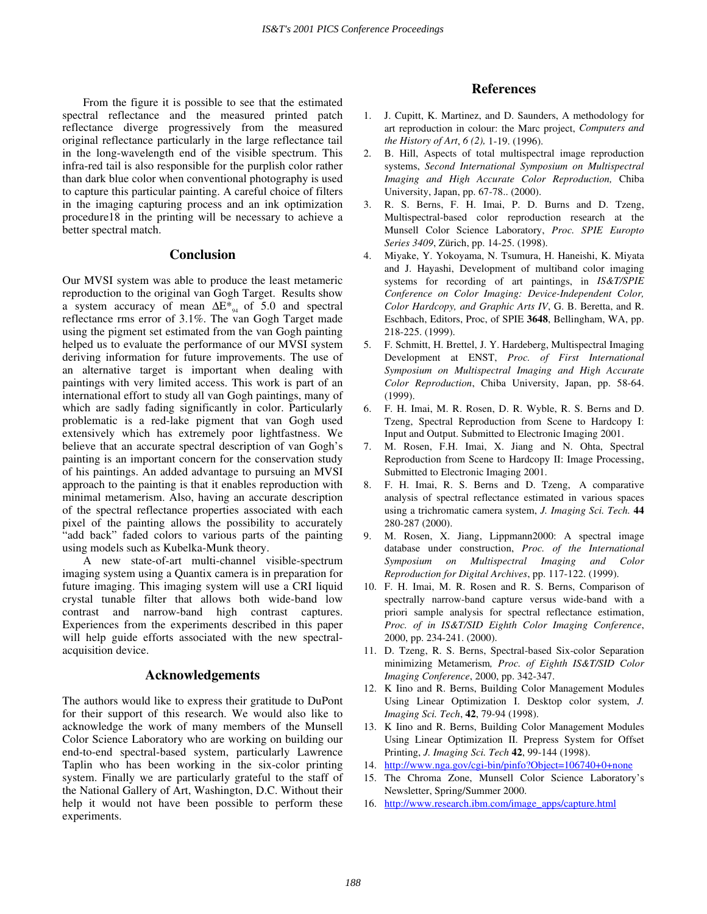From the figure it is possible to see that the estimated spectral reflectance and the measured printed patch reflectance diverge progressively from the measured original reflectance particularly in the large reflectance tail in the long-wavelength end of the visible spectrum. This infra-red tail is also responsible for the purplish color rather than dark blue color when conventional photography is used to capture this particular painting. A careful choice of filters in the imaging capturing process and an ink optimization procedure18 in the printing will be necessary to achieve a better spectral match.

## Conclusion

Our MVSI system was able to produce the least metameric reproduction to the original van Gogh Target. Results show a system accuracy of mean $\Delta E^*_{94}$ of 5.0 and spectral reflectance rms error of 3.1%. The van Gogh Target made using the pigment set estimated from the van Gogh painting helped us to evaluate the performance of our MVSI system deriving information for future improvements. The use of an alternative target is important when dealing with paintings with very limited access. This work is part of an international effort to study all van Gogh paintings, many of which are sadly fading significantly in color. Particularly problematic is a red-lake pigment that van Gogh used extensively which has extremely poor lightfastness. We believe that an accurate spectral description of van Gogh's painting is an important concern for the conservation study of his paintings. An added advantage to pursuing an MVSI approach to the painting is that it enables reproduction with minimal metamerism. Also, having an accurate description of the spectral reflectance properties associated with each pixel of the painting allows the possibility to accurately "add back" faded colors to various parts of the painting using models such as Kubelka-Munk theory.

A new state-of-art multi-channel visible-spectrum imaging system using a Quantix camera is in preparation for future imaging. This imaging system will use a CRI liquid crystal tunable filter that allows both wide-band low contrast and narrow-band high contrast captures. Experiences from the experiments described in this paper will help guide efforts associated with the new spectral-acquisition device.

## Acknowledgements

The authors would like to express their gratitude to DuPont for their support of this research. We would also like to acknowledge the work of many members of the Munsell Color Science Laboratory who are working on building our end-to-end spectral-based system, particularly Lawrence Taplin who has been working in the six-color printing system. Finally we are particularly grateful to the staff of the National Gallery of Art, Washington, D.C. Without their help it would not have been possible to perform these experiments.

## References

1. J. Cupitt, K. Martinez, and D. Saunders, A methodology for art reproduction in colour: the Marc project, *Computers and the History of Art*, *6 (2),* 1-19. (1996).
2. B. Hill, Aspects of total multispectral image reproduction systems, *Second International Symposium on Multispectral Imaging and High Accurate Color Reproduction,* Chiba University, Japan, pp. 67-78.. (2000).
3. R. S. Berns, F. H. Imai, P. D. Burns and D. Tzeng, Multispectral-based color reproduction research at the Munsell Color Science Laboratory, *Proc. SPIE Europto Series 3409*, Zürich, pp. 14-25. (1998).
4. Miyake, Y. Yokoyama, N. Tsumura, H. Haneishi, K. Miyata and J. Hayashi, Development of multiband color imaging systems for recording of art paintings, in *IS&T/SPIE Conference on Color Imaging: Device-Independent Color, Color Hardcopy, and Graphic Arts IV*, G. B. Beretta, and R. Eschbach, Editors, Proc, of SPIE **3648**, Bellingham, WA, pp. 218-225. (1999).
5. F. Schmitt, H. Brettel, J. Y. Hardeberg, Multispectral Imaging Development at ENST, *Proc. of First International Symposium on Multispectral Imaging and High Accurate Color Reproduction*, Chiba University, Japan, pp. 58-64. (1999).
6. F. H. Imai, M. R. Rosen, D. R. Wyble, R. S. Berns and D. Tzeng, Spectral Reproduction from Scene to Hardcopy I: Input and Output. Submitted to Electronic Imaging 2001.
7. M. Rosen, F.H. Imai, X. Jiang and N. Ohta, Spectral Reproduction from Scene to Hardcopy II: Image Processing, Submitted to Electronic Imaging 2001.
8. F. H. Imai, R. S. Berns and D. Tzeng, A comparative analysis of spectral reflectance estimated in various spaces using a trichromatic camera system, *J. Imaging Sci. Tech.* **44** 280-287 (2000).
9. M. Rosen, X. Jiang, Lippmann2000: A spectral image database under construction, *Proc. of the International Symposium on Multispectral Imaging and Color Reproduction for Digital Archives*, pp. 117-122. (1999).
10. F. H. Imai, M. R. Rosen and R. S. Berns, Comparison of spectrally narrow-band capture versus wide-band with a priori sample analysis for spectral reflectance estimation, *Proc. of in IS&T/SID Eighth Color Imaging Conference*, 2000, pp. 234-241. (2000).
11. D. Tzeng, R. S. Berns, Spectral-based Six-color Separation minimizing Metamerism*, Proc. of Eighth IS&T/SID Color Imaging Conference*, 2000, pp. 342-347.
12. K Iino and R. Berns, Building Color Management Modules Using Linear Optimization I. Desktop color system, *J. Imaging Sci. Tech*, **42**, 79-94 (1998).
13. K Iino and R. Berns, Building Color Management Modules Using Linear Optimization II. Prepress System for Offset Printing, *J. Imaging Sci. Tech* **42**, 99-144 (1998).
14. http://www.nga.gov/cgi-bin/pinfo?Object=106740+0+none
15. The Chroma Zone, Munsell Color Science Laboratory's Newsletter, Spring/Summer 2000.
16. http://www.research.ibm.com/image_apps/capture.html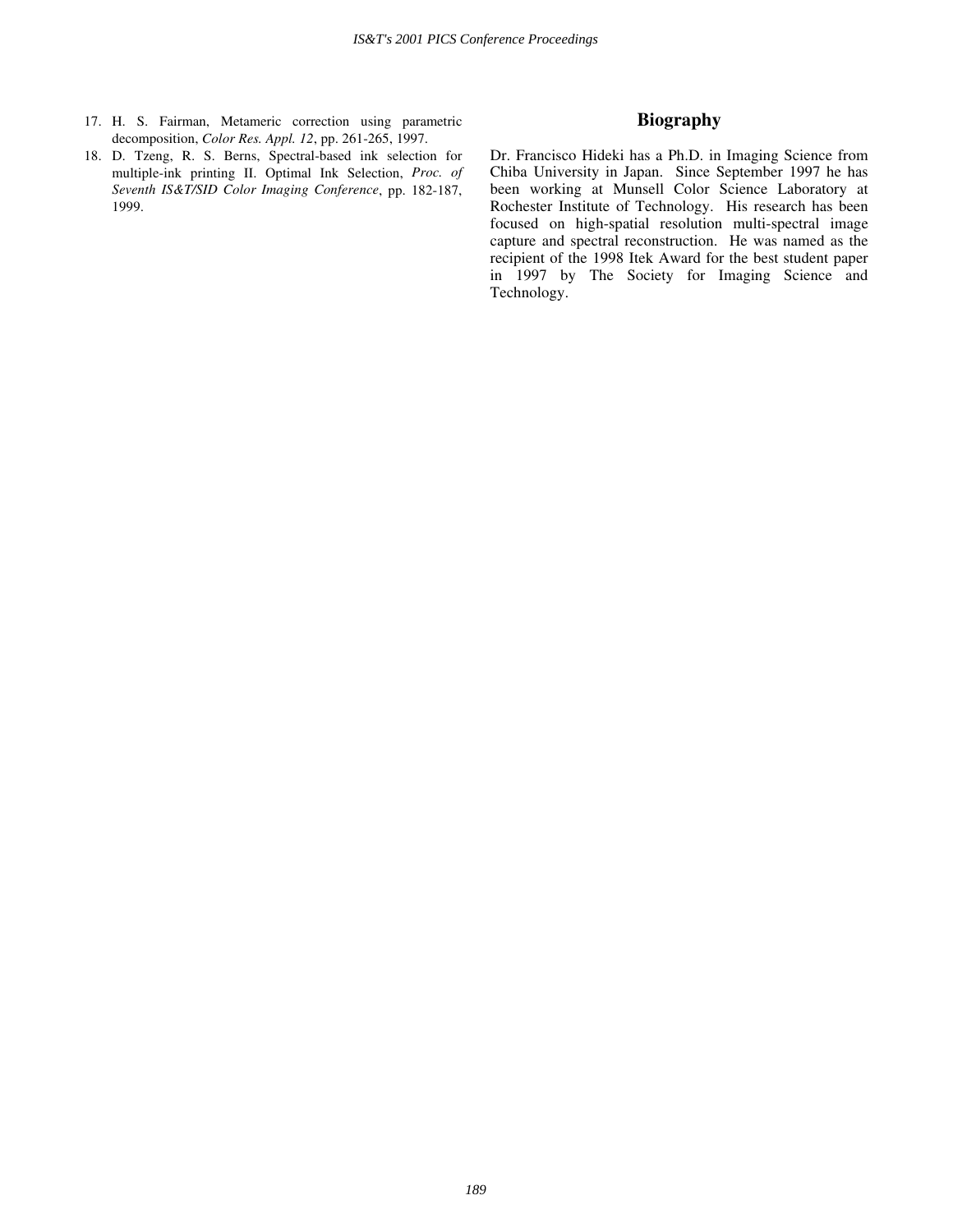17. H. S. Fairman, Metameric correction using parametric decomposition, *Color Res. Appl. 12*, pp. 261-265, 1997.
18. D. Tzeng, R. S. Berns, Spectral-based ink selection for multiple-ink printing II. Optimal Ink Selection, *Proc. of Seventh IS&T/SID Color Imaging Conference*, pp. 182-187, 1999.

## Biography

Dr. Francisco Hideki has a Ph.D. in Imaging Science from Chiba University in Japan. Since September 1997 he has been working at Munsell Color Science Laboratory at Rochester Institute of Technology. His research has been focused on high-spatial resolution multi-spectral image capture and spectral reconstruction. He was named as the recipient of the 1998 Itek Award for the best student paper in 1997 by The Society for Imaging Science and Technology.